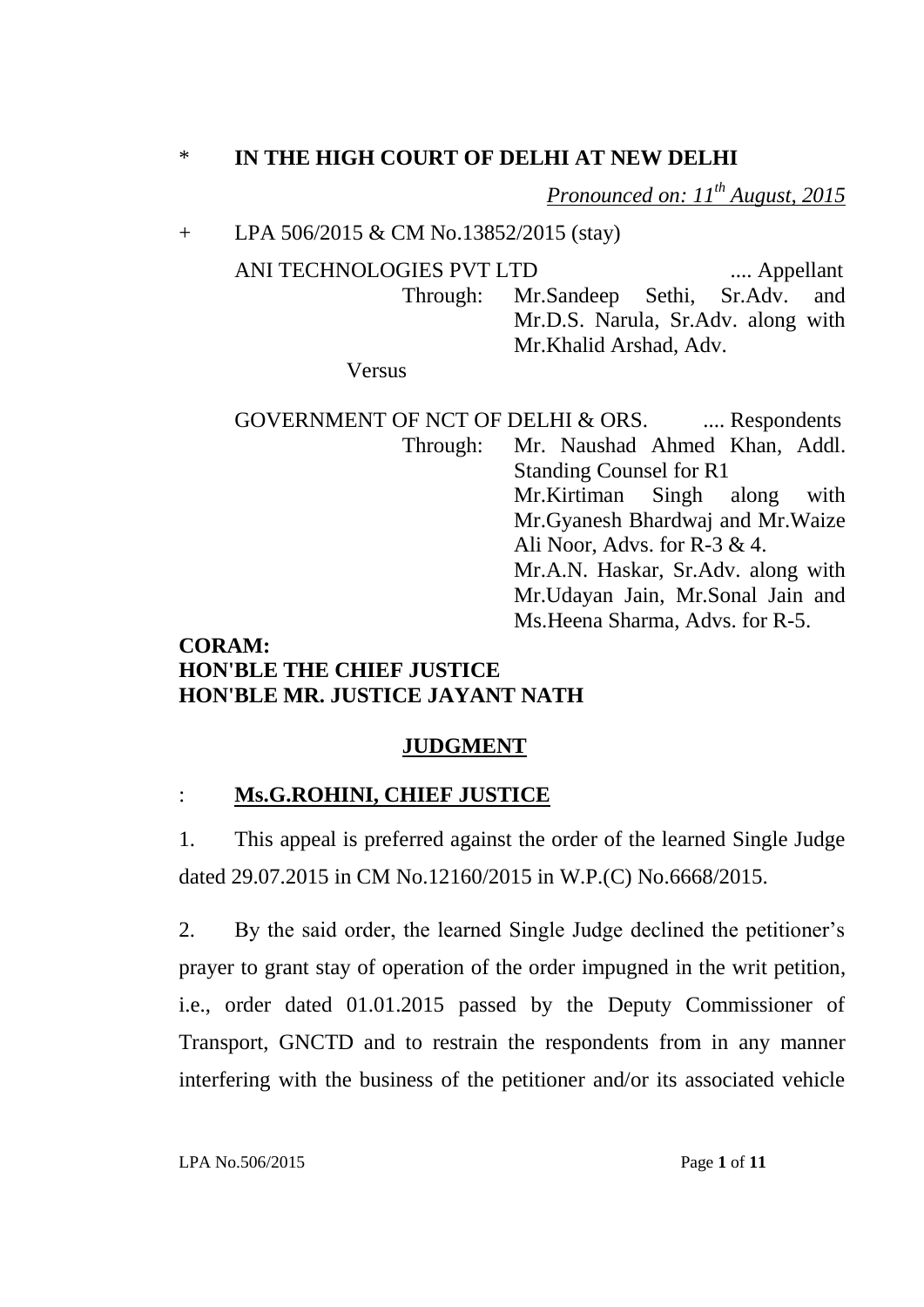\* **IN THE HIGH COURT OF DELHI AT NEW DELHI**

*Pronounced on: 11th August, 2015*

\+ LPA 506/2015 & CM No.13852/2015 (stay)

ANI TECHNOLOGIES PVT LTD .... Appellant
Through: Mr.Sandeep Sethi, Sr.Adv. and Mr.D.S. Narula, Sr.Adv. along with Mr.Khalid Arshad, Adv.

Versus

GOVERNMENT OF NCT OF DELHI & ORS. .... Respondents
Through: Mr. Naushad Ahmed Khan, Addl. Standing Counsel for R1
Mr.Kirtiman Singh along with Mr.Gyanesh Bhardwaj and Mr.Waize Ali Noor, Advs. for R-3 & 4.
Mr.A.N. Haskar, Sr.Adv. along with Mr.Udayan Jain, Mr.Sonal Jain and Ms.Heena Sharma, Advs. for R-5.

**CORAM:**
**HON'BLE THE CHIEF JUSTICE**
**HON'BLE MR. JUSTICE JAYANT NATH**

## JUDGMENT

: **Ms.G.ROHINI, CHIEF JUSTICE**

1. This appeal is preferred against the order of the learned Single Judge dated 29.07.2015 in CM No.12160/2015 in W.P.(C) No.6668/2015.

2. By the said order, the learned Single Judge declined the petitioner's prayer to grant stay of operation of the order impugned in the writ petition, i.e., order dated 01.01.2015 passed by the Deputy Commissioner of Transport, GNCTD and to restrain the respondents from in any manner interfering with the business of the petitioner and/or its associated vehicle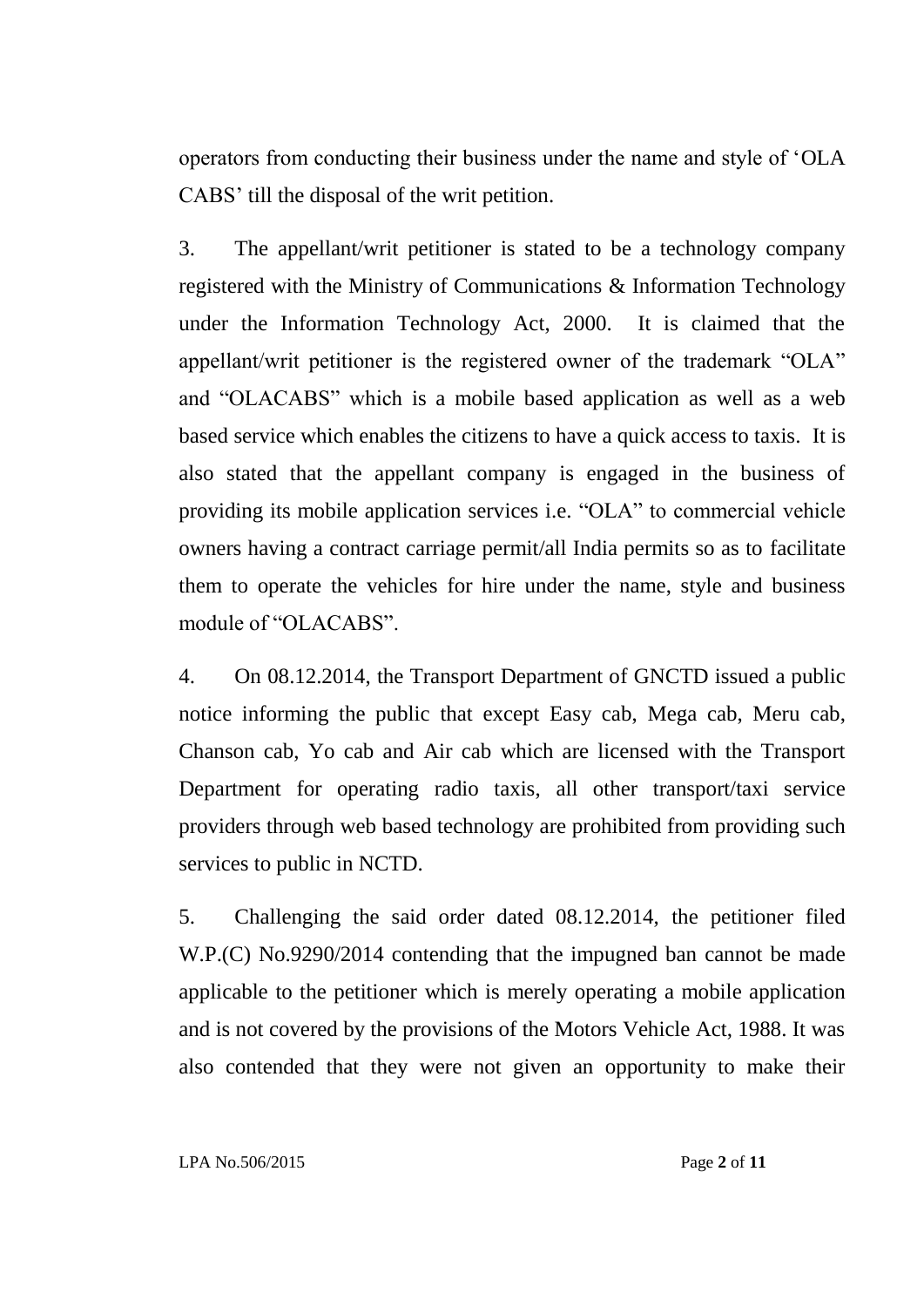operators from conducting their business under the name and style of 'OLA CABS' till the disposal of the writ petition.

3. The appellant/writ petitioner is stated to be a technology company registered with the Ministry of Communications & Information Technology under the Information Technology Act, 2000. It is claimed that the appellant/writ petitioner is the registered owner of the trademark "OLA" and "OLACABS" which is a mobile based application as well as a web based service which enables the citizens to have a quick access to taxis. It is also stated that the appellant company is engaged in the business of providing its mobile application services i.e. "OLA" to commercial vehicle owners having a contract carriage permit/all India permits so as to facilitate them to operate the vehicles for hire under the name, style and business module of "OLACABS".

4. On 08.12.2014, the Transport Department of GNCTD issued a public notice informing the public that except Easy cab, Mega cab, Meru cab, Chanson cab, Yo cab and Air cab which are licensed with the Transport Department for operating radio taxis, all other transport/taxi service providers through web based technology are prohibited from providing such services to public in NCTD.

5. Challenging the said order dated 08.12.2014, the petitioner filed W.P.(C) No.9290/2014 contending that the impugned ban cannot be made applicable to the petitioner which is merely operating a mobile application and is not covered by the provisions of the Motors Vehicle Act, 1988. It was also contended that they were not given an opportunity to make their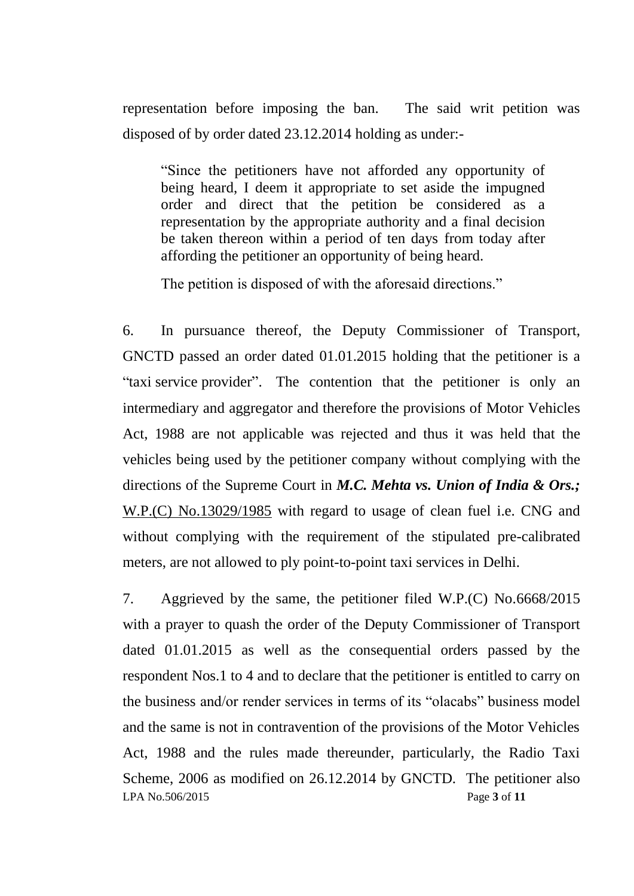representation before imposing the ban. The said writ petition was disposed of by order dated 23.12.2014 holding as under:-

> "Since the petitioners have not afforded any opportunity of being heard, I deem it appropriate to set aside the impugned order and direct that the petition be considered as a representation by the appropriate authority and a final decision be taken thereon within a period of ten days from today after affording the petitioner an opportunity of being heard.
>
> The petition is disposed of with the aforesaid directions."

6. In pursuance thereof, the Deputy Commissioner of Transport, GNCTD passed an order dated 01.01.2015 holding that the petitioner is a "taxi service provider". The contention that the petitioner is only an intermediary and aggregator and therefore the provisions of Motor Vehicles Act, 1988 are not applicable was rejected and thus it was held that the vehicles being used by the petitioner company without complying with the directions of the Supreme Court in ***M.C. Mehta vs. Union of India & Ors.;*** W.P.(C) No.13029/1985 with regard to usage of clean fuel i.e. CNG and without complying with the requirement of the stipulated pre-calibrated meters, are not allowed to ply point-to-point taxi services in Delhi.

7. Aggrieved by the same, the petitioner filed W.P.(C) No.6668/2015 with a prayer to quash the order of the Deputy Commissioner of Transport dated 01.01.2015 as well as the consequential orders passed by the respondent Nos.1 to 4 and to declare that the petitioner is entitled to carry on the business and/or render services in terms of its "olacabs" business model and the same is not in contravention of the provisions of the Motor Vehicles Act, 1988 and the rules made thereunder, particularly, the Radio Taxi Scheme, 2006 as modified on 26.12.2014 by GNCTD. The petitioner also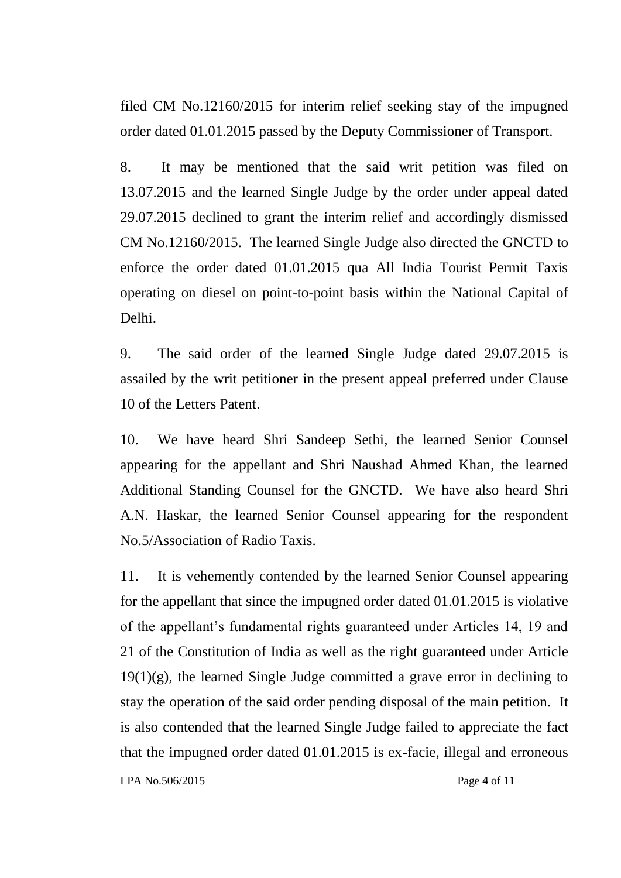filed CM No.12160/2015 for interim relief seeking stay of the impugned order dated 01.01.2015 passed by the Deputy Commissioner of Transport.

8. It may be mentioned that the said writ petition was filed on 13.07.2015 and the learned Single Judge by the order under appeal dated 29.07.2015 declined to grant the interim relief and accordingly dismissed CM No.12160/2015. The learned Single Judge also directed the GNCTD to enforce the order dated 01.01.2015 qua All India Tourist Permit Taxis operating on diesel on point-to-point basis within the National Capital of Delhi.

9. The said order of the learned Single Judge dated 29.07.2015 is assailed by the writ petitioner in the present appeal preferred under Clause 10 of the Letters Patent.

10. We have heard Shri Sandeep Sethi, the learned Senior Counsel appearing for the appellant and Shri Naushad Ahmed Khan, the learned Additional Standing Counsel for the GNCTD. We have also heard Shri A.N. Haskar, the learned Senior Counsel appearing for the respondent No.5/Association of Radio Taxis.

11. It is vehemently contended by the learned Senior Counsel appearing for the appellant that since the impugned order dated 01.01.2015 is violative of the appellant's fundamental rights guaranteed under Articles 14, 19 and 21 of the Constitution of India as well as the right guaranteed under Article 19(1)(g), the learned Single Judge committed a grave error in declining to stay the operation of the said order pending disposal of the main petition. It is also contended that the learned Single Judge failed to appreciate the fact that the impugned order dated 01.01.2015 is ex-facie, illegal and erroneous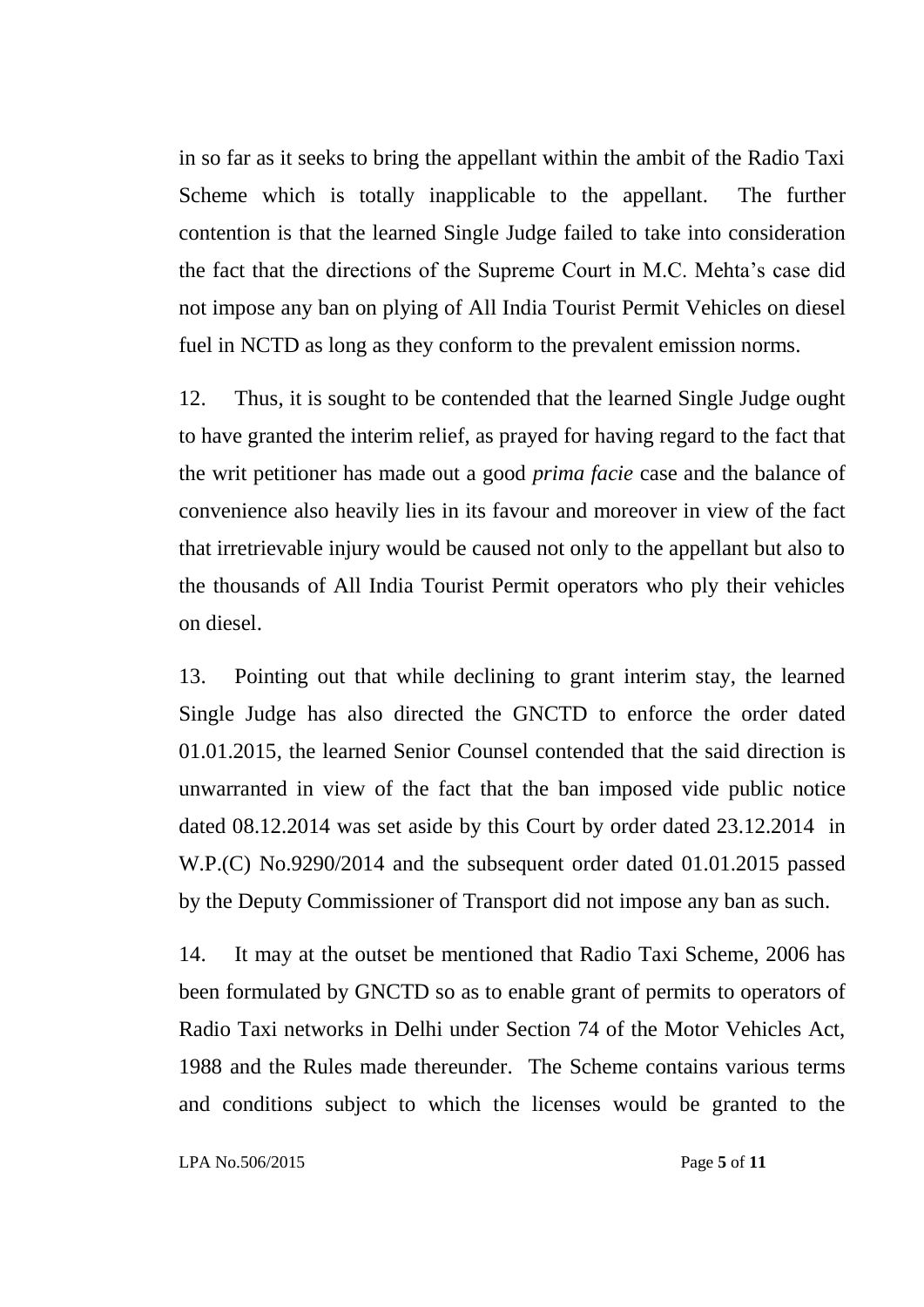in so far as it seeks to bring the appellant within the ambit of the Radio Taxi Scheme which is totally inapplicable to the appellant. The further contention is that the learned Single Judge failed to take into consideration the fact that the directions of the Supreme Court in M.C. Mehta's case did not impose any ban on plying of All India Tourist Permit Vehicles on diesel fuel in NCTD as long as they conform to the prevalent emission norms.

12. Thus, it is sought to be contended that the learned Single Judge ought to have granted the interim relief, as prayed for having regard to the fact that the writ petitioner has made out a good *prima facie* case and the balance of convenience also heavily lies in its favour and moreover in view of the fact that irretrievable injury would be caused not only to the appellant but also to the thousands of All India Tourist Permit operators who ply their vehicles on diesel.

13. Pointing out that while declining to grant interim stay, the learned Single Judge has also directed the GNCTD to enforce the order dated 01.01.2015, the learned Senior Counsel contended that the said direction is unwarranted in view of the fact that the ban imposed vide public notice dated 08.12.2014 was set aside by this Court by order dated 23.12.2014 in W.P.(C) No.9290/2014 and the subsequent order dated 01.01.2015 passed by the Deputy Commissioner of Transport did not impose any ban as such.

14. It may at the outset be mentioned that Radio Taxi Scheme, 2006 has been formulated by GNCTD so as to enable grant of permits to operators of Radio Taxi networks in Delhi under Section 74 of the Motor Vehicles Act, 1988 and the Rules made thereunder. The Scheme contains various terms and conditions subject to which the licenses would be granted to the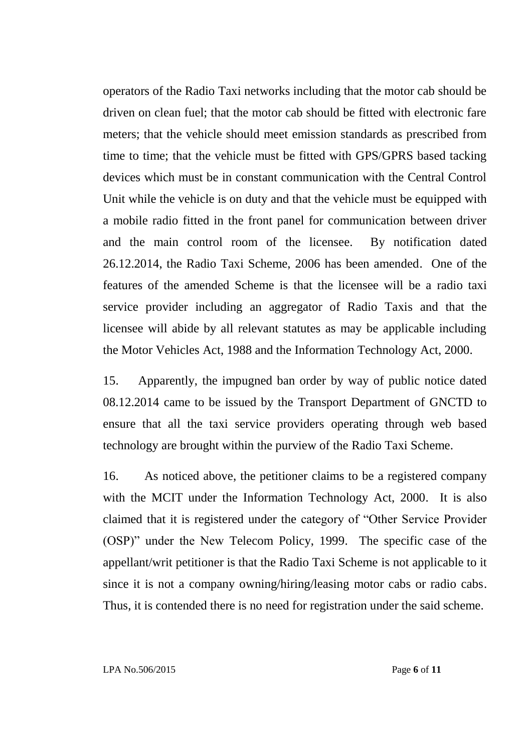operators of the Radio Taxi networks including that the motor cab should be driven on clean fuel; that the motor cab should be fitted with electronic fare meters; that the vehicle should meet emission standards as prescribed from time to time; that the vehicle must be fitted with GPS/GPRS based tacking devices which must be in constant communication with the Central Control Unit while the vehicle is on duty and that the vehicle must be equipped with a mobile radio fitted in the front panel for communication between driver and the main control room of the licensee. By notification dated 26.12.2014, the Radio Taxi Scheme, 2006 has been amended. One of the features of the amended Scheme is that the licensee will be a radio taxi service provider including an aggregator of Radio Taxis and that the licensee will abide by all relevant statutes as may be applicable including the Motor Vehicles Act, 1988 and the Information Technology Act, 2000.

15. Apparently, the impugned ban order by way of public notice dated 08.12.2014 came to be issued by the Transport Department of GNCTD to ensure that all the taxi service providers operating through web based technology are brought within the purview of the Radio Taxi Scheme.

16. As noticed above, the petitioner claims to be a registered company with the MCIT under the Information Technology Act, 2000. It is also claimed that it is registered under the category of "Other Service Provider (OSP)" under the New Telecom Policy, 1999. The specific case of the appellant/writ petitioner is that the Radio Taxi Scheme is not applicable to it since it is not a company owning/hiring/leasing motor cabs or radio cabs. Thus, it is contended there is no need for registration under the said scheme.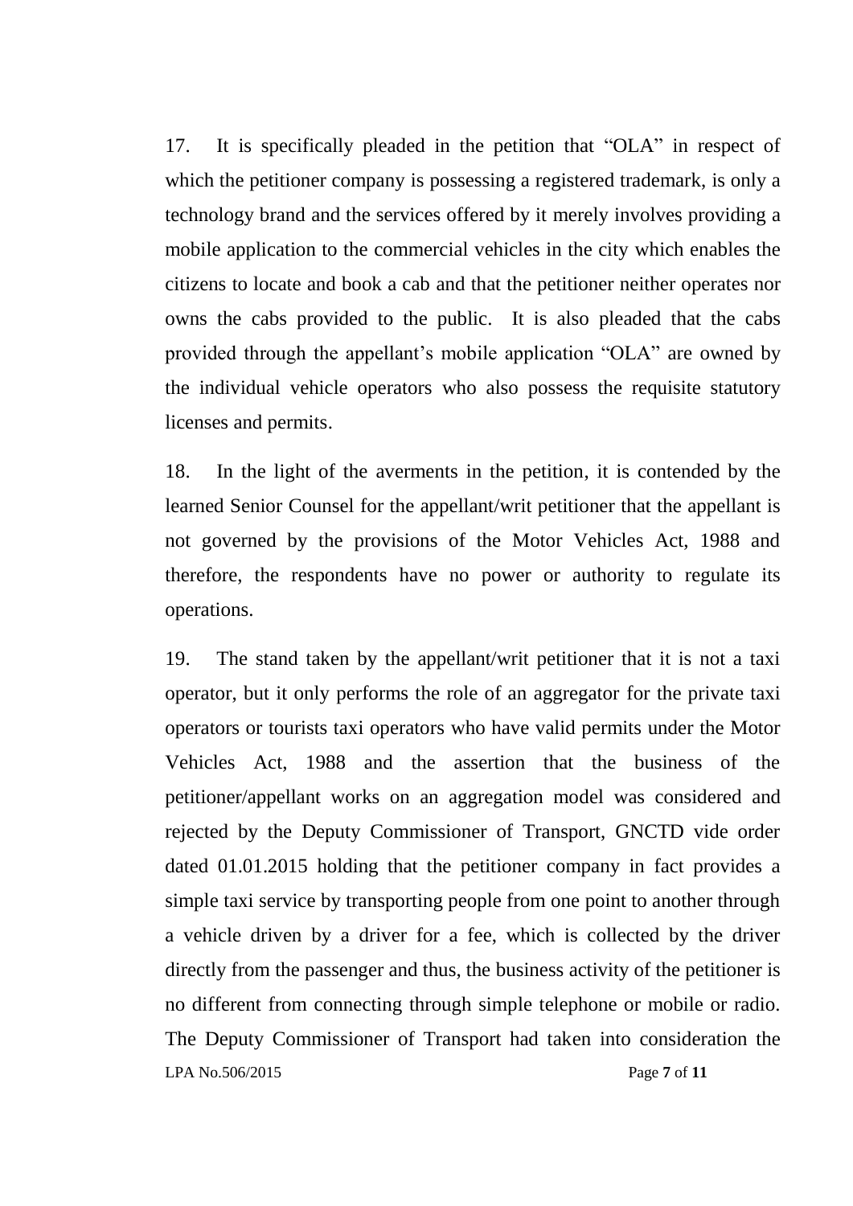17. It is specifically pleaded in the petition that "OLA" in respect of which the petitioner company is possessing a registered trademark, is only a technology brand and the services offered by it merely involves providing a mobile application to the commercial vehicles in the city which enables the citizens to locate and book a cab and that the petitioner neither operates nor owns the cabs provided to the public. It is also pleaded that the cabs provided through the appellant's mobile application "OLA" are owned by the individual vehicle operators who also possess the requisite statutory licenses and permits.

18. In the light of the averments in the petition, it is contended by the learned Senior Counsel for the appellant/writ petitioner that the appellant is not governed by the provisions of the Motor Vehicles Act, 1988 and therefore, the respondents have no power or authority to regulate its operations.

19. The stand taken by the appellant/writ petitioner that it is not a taxi operator, but it only performs the role of an aggregator for the private taxi operators or tourists taxi operators who have valid permits under the Motor Vehicles Act, 1988 and the assertion that the business of the petitioner/appellant works on an aggregation model was considered and rejected by the Deputy Commissioner of Transport, GNCTD vide order dated 01.01.2015 holding that the petitioner company in fact provides a simple taxi service by transporting people from one point to another through a vehicle driven by a driver for a fee, which is collected by the driver directly from the passenger and thus, the business activity of the petitioner is no different from connecting through simple telephone or mobile or radio. The Deputy Commissioner of Transport had taken into consideration the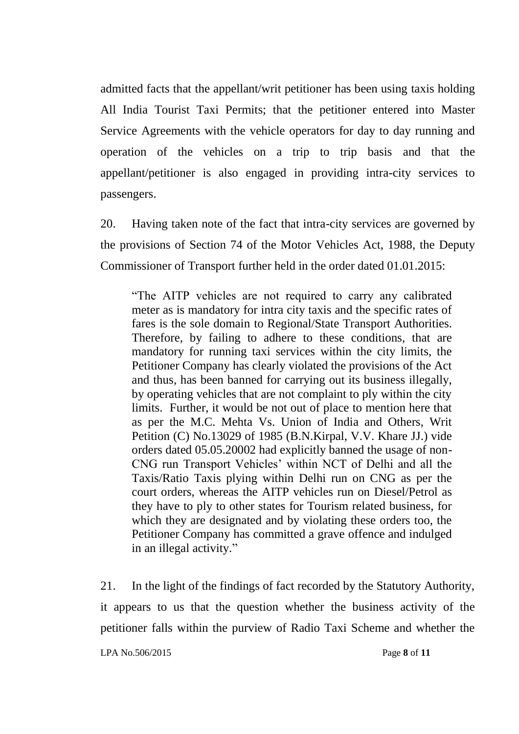admitted facts that the appellant/writ petitioner has been using taxis holding All India Tourist Taxi Permits; that the petitioner entered into Master Service Agreements with the vehicle operators for day to day running and operation of the vehicles on a trip to trip basis and that the appellant/petitioner is also engaged in providing intra-city services to passengers.

20. Having taken note of the fact that intra-city services are governed by the provisions of Section 74 of the Motor Vehicles Act, 1988, the Deputy Commissioner of Transport further held in the order dated 01.01.2015:

> "The AITP vehicles are not required to carry any calibrated meter as is mandatory for intra city taxis and the specific rates of fares is the sole domain to Regional/State Transport Authorities. Therefore, by failing to adhere to these conditions, that are mandatory for running taxi services within the city limits, the Petitioner Company has clearly violated the provisions of the Act and thus, has been banned for carrying out its business illegally, by operating vehicles that are not complaint to ply within the city limits. Further, it would be not out of place to mention here that as per the M.C. Mehta Vs. Union of India and Others, Writ Petition (C) No.13029 of 1985 (B.N.Kirpal, V.V. Khare JJ.) vide orders dated 05.05.20002 had explicitly banned the usage of non-CNG run Transport Vehicles' within NCT of Delhi and all the Taxis/Ratio Taxis plying within Delhi run on CNG as per the court orders, whereas the AITP vehicles run on Diesel/Petrol as they have to ply to other states for Tourism related business, for which they are designated and by violating these orders too, the Petitioner Company has committed a grave offence and indulged in an illegal activity."

21. In the light of the findings of fact recorded by the Statutory Authority, it appears to us that the question whether the business activity of the petitioner falls within the purview of Radio Taxi Scheme and whether the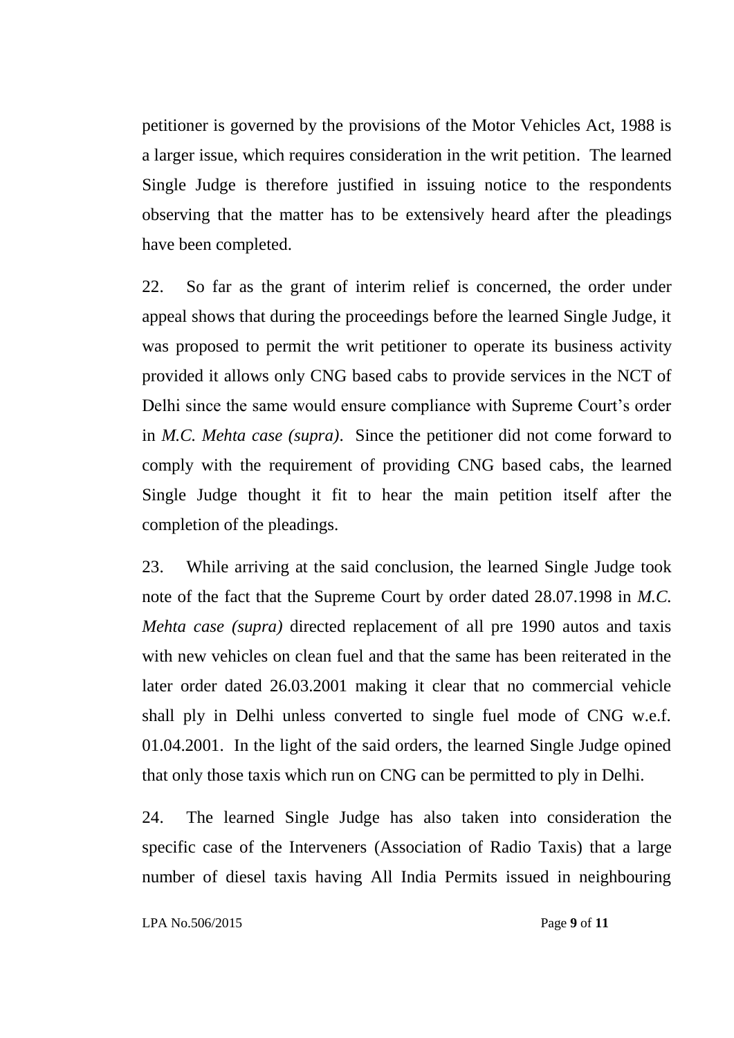petitioner is governed by the provisions of the Motor Vehicles Act, 1988 is a larger issue, which requires consideration in the writ petition. The learned Single Judge is therefore justified in issuing notice to the respondents observing that the matter has to be extensively heard after the pleadings have been completed.

22. So far as the grant of interim relief is concerned, the order under appeal shows that during the proceedings before the learned Single Judge, it was proposed to permit the writ petitioner to operate its business activity provided it allows only CNG based cabs to provide services in the NCT of Delhi since the same would ensure compliance with Supreme Court's order in *M.C. Mehta case (supra)*. Since the petitioner did not come forward to comply with the requirement of providing CNG based cabs, the learned Single Judge thought it fit to hear the main petition itself after the completion of the pleadings.

23. While arriving at the said conclusion, the learned Single Judge took note of the fact that the Supreme Court by order dated 28.07.1998 in *M.C. Mehta case (supra)* directed replacement of all pre 1990 autos and taxis with new vehicles on clean fuel and that the same has been reiterated in the later order dated 26.03.2001 making it clear that no commercial vehicle shall ply in Delhi unless converted to single fuel mode of CNG w.e.f. 01.04.2001. In the light of the said orders, the learned Single Judge opined that only those taxis which run on CNG can be permitted to ply in Delhi.

24. The learned Single Judge has also taken into consideration the specific case of the Interveners (Association of Radio Taxis) that a large number of diesel taxis having All India Permits issued in neighbouring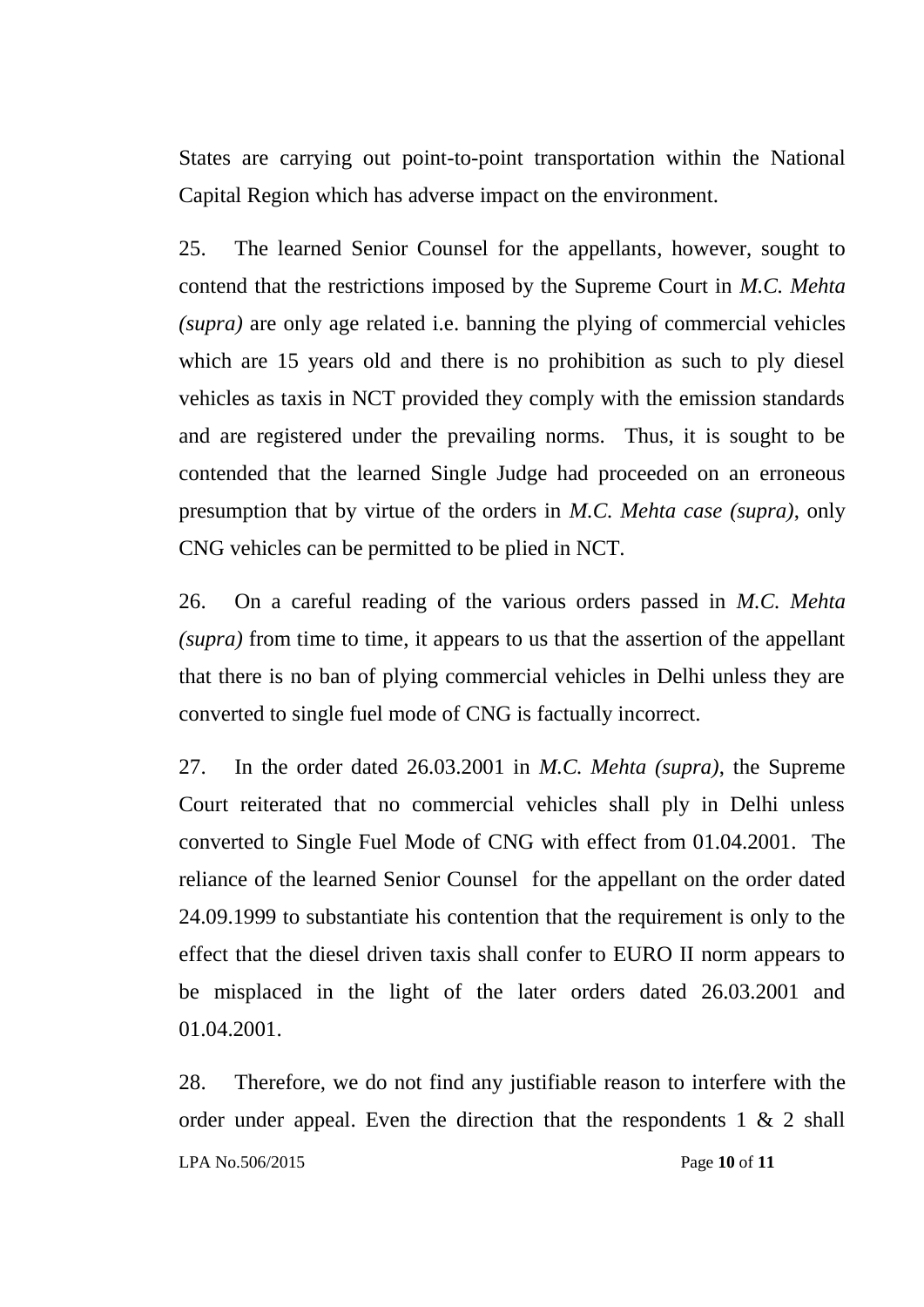States are carrying out point-to-point transportation within the National Capital Region which has adverse impact on the environment.

25. The learned Senior Counsel for the appellants, however, sought to contend that the restrictions imposed by the Supreme Court in *M.C. Mehta (supra)* are only age related i.e. banning the plying of commercial vehicles which are 15 years old and there is no prohibition as such to ply diesel vehicles as taxis in NCT provided they comply with the emission standards and are registered under the prevailing norms. Thus, it is sought to be contended that the learned Single Judge had proceeded on an erroneous presumption that by virtue of the orders in *M.C. Mehta case (supra)*, only CNG vehicles can be permitted to be plied in NCT.

26. On a careful reading of the various orders passed in *M.C. Mehta (supra)* from time to time, it appears to us that the assertion of the appellant that there is no ban of plying commercial vehicles in Delhi unless they are converted to single fuel mode of CNG is factually incorrect.

27. In the order dated 26.03.2001 in *M.C. Mehta (supra)*, the Supreme Court reiterated that no commercial vehicles shall ply in Delhi unless converted to Single Fuel Mode of CNG with effect from 01.04.2001. The reliance of the learned Senior Counsel for the appellant on the order dated 24.09.1999 to substantiate his contention that the requirement is only to the effect that the diesel driven taxis shall confer to EURO II norm appears to be misplaced in the light of the later orders dated 26.03.2001 and 01.04.2001.

28. Therefore, we do not find any justifiable reason to interfere with the order under appeal. Even the direction that the respondents 1 & 2 shall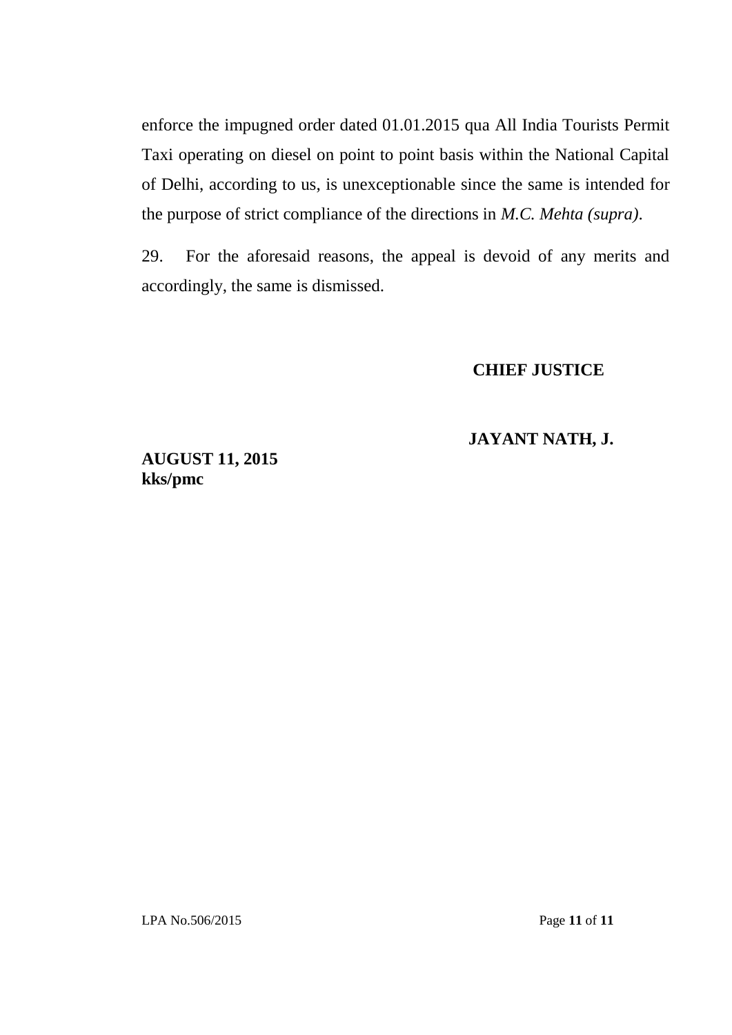enforce the impugned order dated 01.01.2015 qua All India Tourists Permit Taxi operating on diesel on point to point basis within the National Capital of Delhi, according to us, is unexceptionable since the same is intended for the purpose of strict compliance of the directions in *M.C. Mehta (supra)*.

29. For the aforesaid reasons, the appeal is devoid of any merits and accordingly, the same is dismissed.

**CHIEF JUSTICE**

**JAYANT NATH, J.**

**AUGUST 11, 2015**
**kks/pmc**